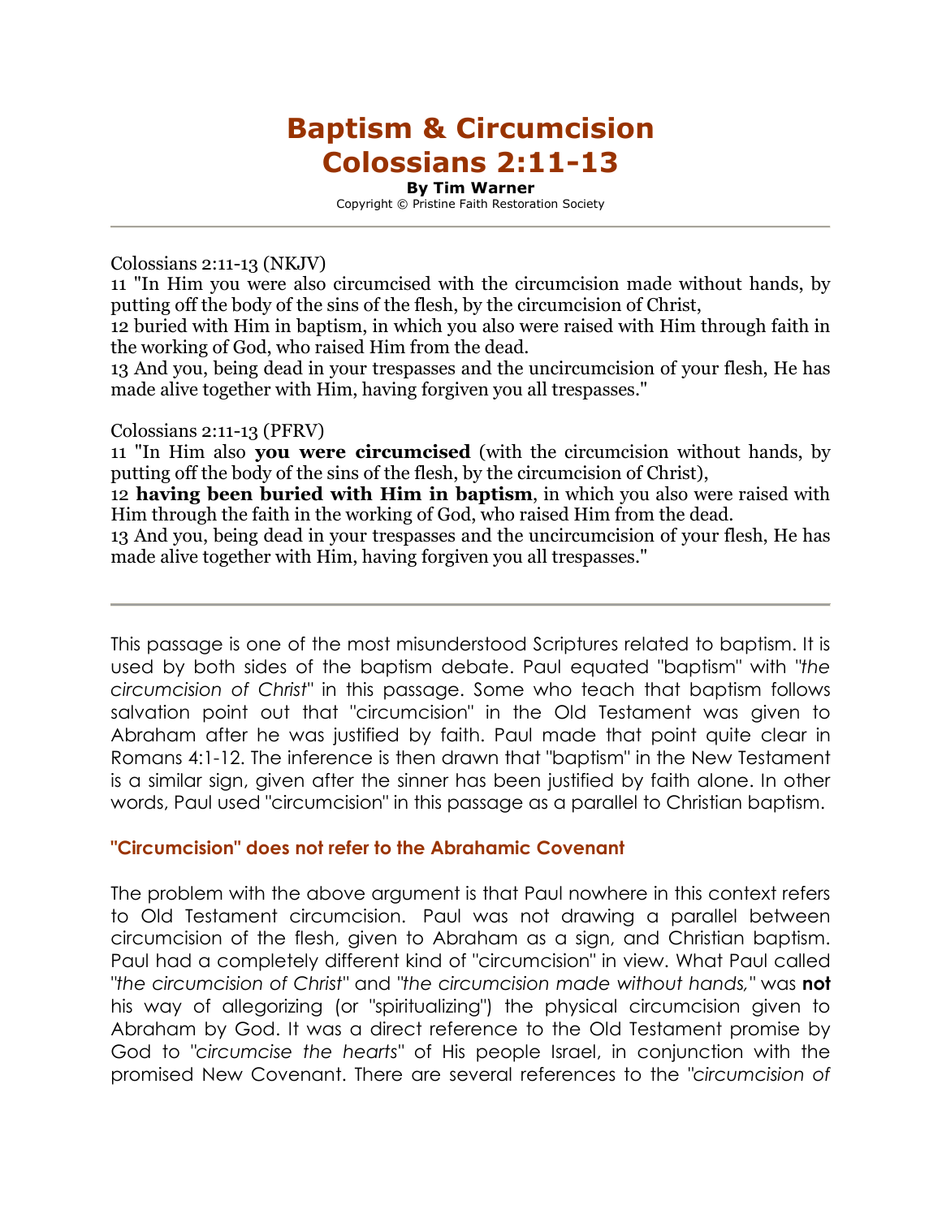# Baptism & Circumcision
# Colossians 2:11-13

**By Tim Warner**

Copyright © Pristine Faith Restoration Society

---

Colossians 2:11-13 (NKJV)

11 "In Him you were also circumcised with the circumcision made without hands, by putting off the body of the sins of the flesh, by the circumcision of Christ,

12 buried with Him in baptism, in which you also were raised with Him through faith in the working of God, who raised Him from the dead.

13 And you, being dead in your trespasses and the uncircumcision of your flesh, He has made alive together with Him, having forgiven you all trespasses."

Colossians 2:11-13 (PFRV)

11 "In Him also **you were circumcised** (with the circumcision without hands, by putting off the body of the sins of the flesh, by the circumcision of Christ),

12 **having been buried with Him in baptism**, in which you also were raised with Him through the faith in the working of God, who raised Him from the dead.

13 And you, being dead in your trespasses and the uncircumcision of your flesh, He has made alive together with Him, having forgiven you all trespasses."

---

This passage is one of the most misunderstood Scriptures related to baptism. It is used by both sides of the baptism debate. Paul equated "baptism" with "*the circumcision of Christ*" in this passage. Some who teach that baptism follows salvation point out that "circumcision" in the Old Testament was given to Abraham after he was justified by faith. Paul made that point quite clear in Romans 4:1-12. The inference is then drawn that "baptism" in the New Testament is a similar sign, given after the sinner has been justified by faith alone. In other words, Paul used "circumcision" in this passage as a parallel to Christian baptism.

### "Circumcision" does not refer to the Abrahamic Covenant

The problem with the above argument is that Paul nowhere in this context refers to Old Testament circumcision. Paul was not drawing a parallel between circumcision of the flesh, given to Abraham as a sign, and Christian baptism. Paul had a completely different kind of "circumcision" in view. What Paul called "*the circumcision of Christ*" and "*the circumcision made without hands,*" was **not** his way of allegorizing (or "spiritualizing") the physical circumcision given to Abraham by God. It was a direct reference to the Old Testament promise by God to "*circumcise the hearts*" of His people Israel, in conjunction with the promised New Covenant. There are several references to the "*circumcision of*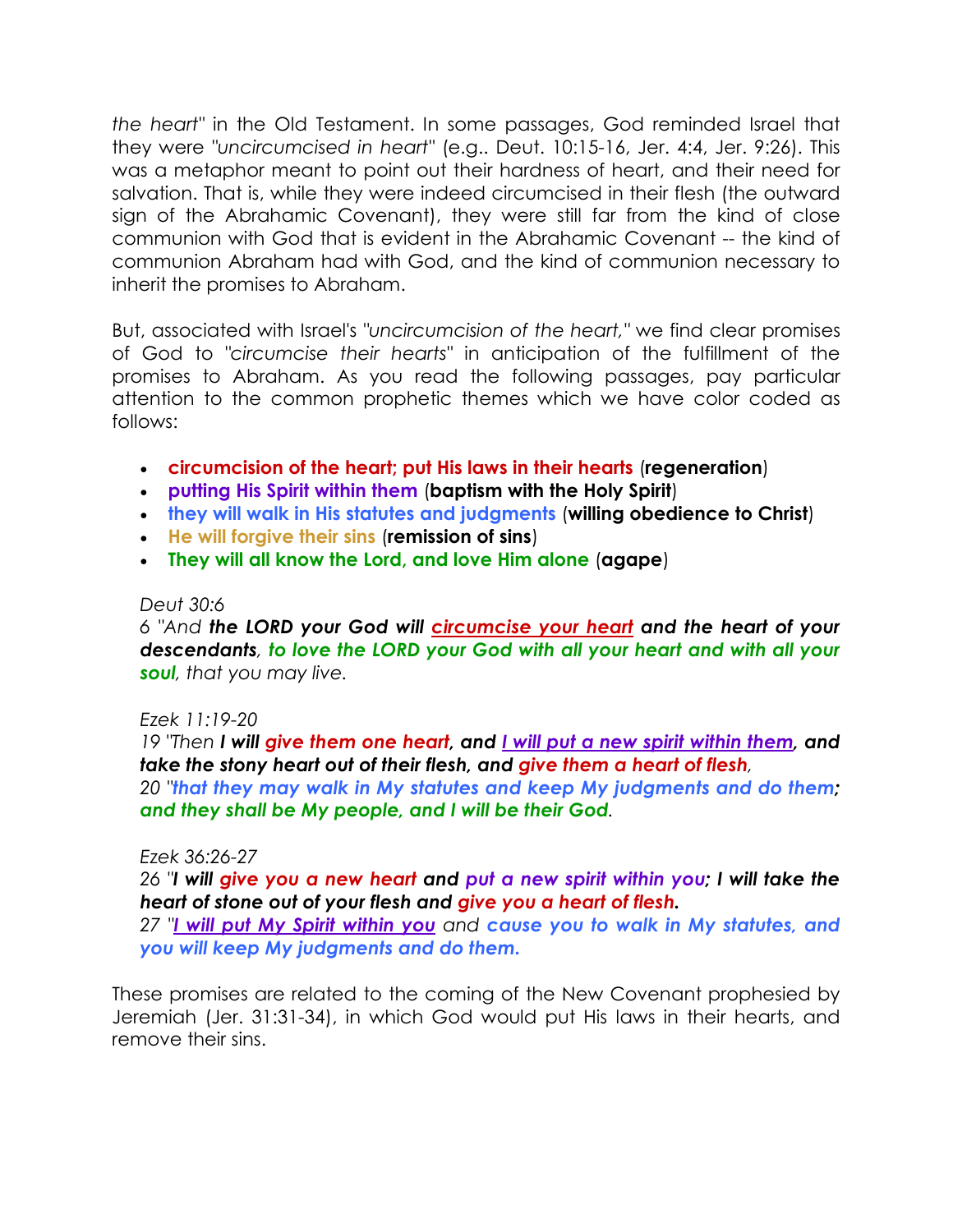*the heart*" in the Old Testament. In some passages, God reminded Israel that they were "*uncircumcised in heart*" (e.g.. Deut. 10:15-16, Jer. 4:4, Jer. 9:26). This was a metaphor meant to point out their hardness of heart, and their need for salvation. That is, while they were indeed circumcised in their flesh (the outward sign of the Abrahamic Covenant), they were still far from the kind of close communion with God that is evident in the Abrahamic Covenant -- the kind of communion Abraham had with God, and the kind of communion necessary to inherit the promises to Abraham.

But, associated with Israel's "*uncircumcision of the heart,*" we find clear promises of God to "*circumcise their hearts*" in anticipation of the fulfillment of the promises to Abraham. As you read the following passages, pay particular attention to the common prophetic themes which we have color coded as follows:

- **circumcision of the heart; put His laws in their hearts** (**regeneration**)
- **putting His Spirit within them** (**baptism with the Holy Spirit**)
- **they will walk in His statutes and judgments** (**willing obedience to Christ**)
- **He will forgive their sins** (**remission of sins**)
- **They will all know the Lord, and love Him alone** (**agape**)

*Deut 30:6*
*6 "And* ***the LORD your God will circumcise your heart and the heart of your descendants****,* ***to love the LORD your God with all your heart and with all your soul****, that you may live.*

*Ezek 11:19-20*
*19 "Then* ***I will give them one heart, and I will put a new spirit within them, and take the stony heart out of their flesh, and give them a heart of flesh****,*
*20 "****that they may walk in My statutes and keep My judgments and do them; and they shall be My people, and I will be their God****.*

*Ezek 36:26-27*
*26 "****I will give you a new heart*** *and* ***put a new spirit within you; I will take the heart of stone out of your flesh and give you a heart of flesh.***
*27 "****I will put My Spirit within you*** *and* ***cause you to walk in My statutes, and you will keep My judgments and do them.***

These promises are related to the coming of the New Covenant prophesied by Jeremiah (Jer. 31:31-34), in which God would put His laws in their hearts, and remove their sins.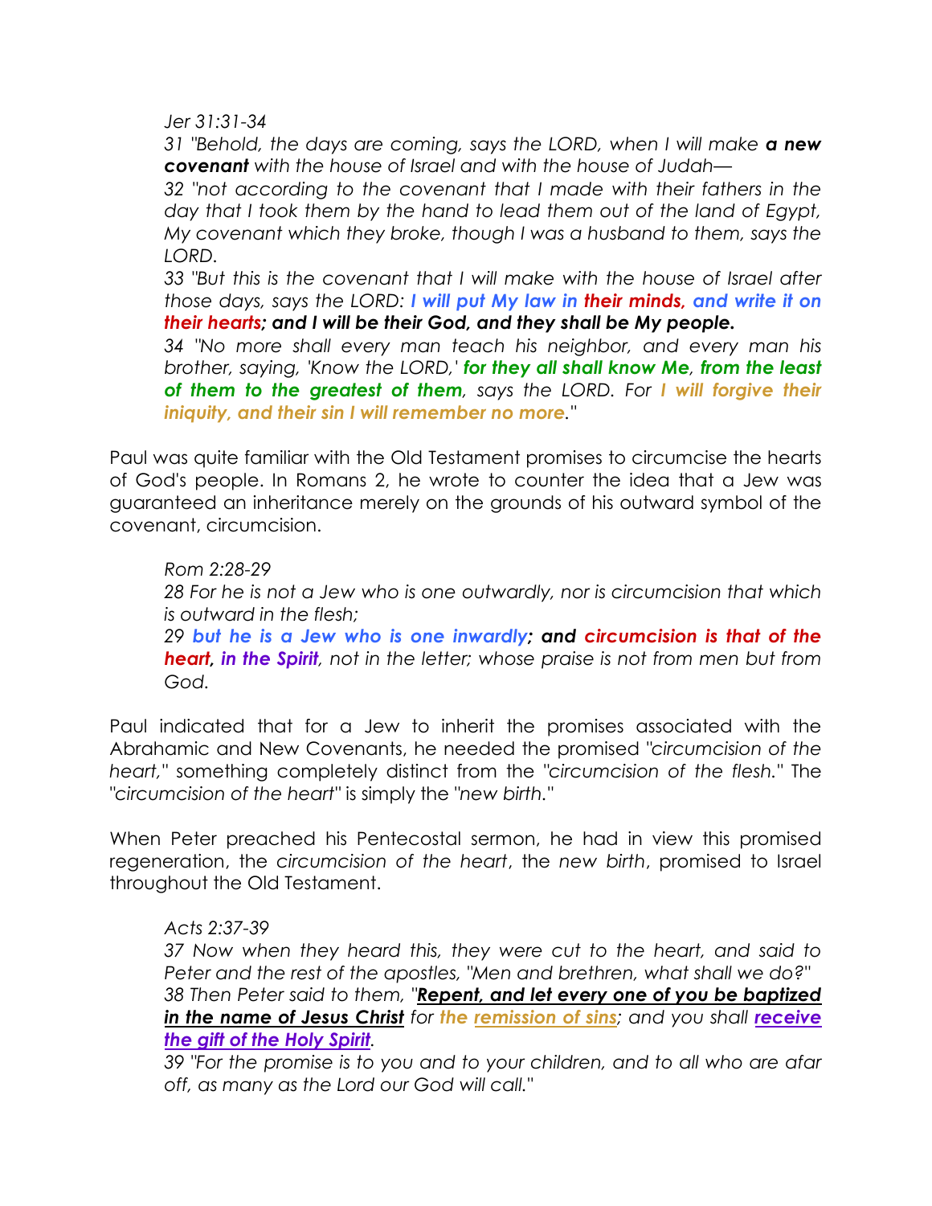*Jer 31:31-34*

*31 "Behold, the days are coming, says the LORD, when I will make **a new covenant** with the house of Israel and with the house of Judah—*

*32 "not according to the covenant that I made with their fathers in the day that I took them by the hand to lead them out of the land of Egypt, My covenant which they broke, though I was a husband to them, says the LORD.*

*33 "But this is the covenant that I will make with the house of Israel after those days, says the LORD: **I will put My law in their minds, and write it on their hearts; and I will be their God, and they shall be My people.***

*34 "No more shall every man teach his neighbor, and every man his brother, saying, 'Know the LORD,' **for they all shall know Me, from the least of them to the greatest of them**, says the LORD. For **I will forgive their iniquity, and their sin I will remember no more**."*

Paul was quite familiar with the Old Testament promises to circumcise the hearts of God's people. In Romans 2, he wrote to counter the idea that a Jew was guaranteed an inheritance merely on the grounds of his outward symbol of the covenant, circumcision.

*Rom 2:28-29*

*28 For he is not a Jew who is one outwardly, nor is circumcision that which is outward in the flesh;*

*29 **but he is a Jew who is one inwardly; and circumcision is that of the heart, in the Spirit**, not in the letter; whose praise is not from men but from God.*

Paul indicated that for a Jew to inherit the promises associated with the Abrahamic and New Covenants, he needed the promised "*circumcision of the heart*," something completely distinct from the "*circumcision of the flesh*." The "*circumcision of the heart*" is simply the "*new birth*."

When Peter preached his Pentecostal sermon, he had in view this promised regeneration, the *circumcision of the heart*, the *new birth*, promised to Israel throughout the Old Testament.

*Acts 2:37-39*

*37 Now when they heard this, they were cut to the heart, and said to Peter and the rest of the apostles, "Men and brethren, what shall we do?"*

*38 Then Peter said to them, "**Repent, and let every one of you be baptized in the name of Jesus Christ** for **the remission of sins**; and you shall **receive the gift of the Holy Spirit**.*

*39 "For the promise is to you and to your children, and to all who are afar off, as many as the Lord our God will call."*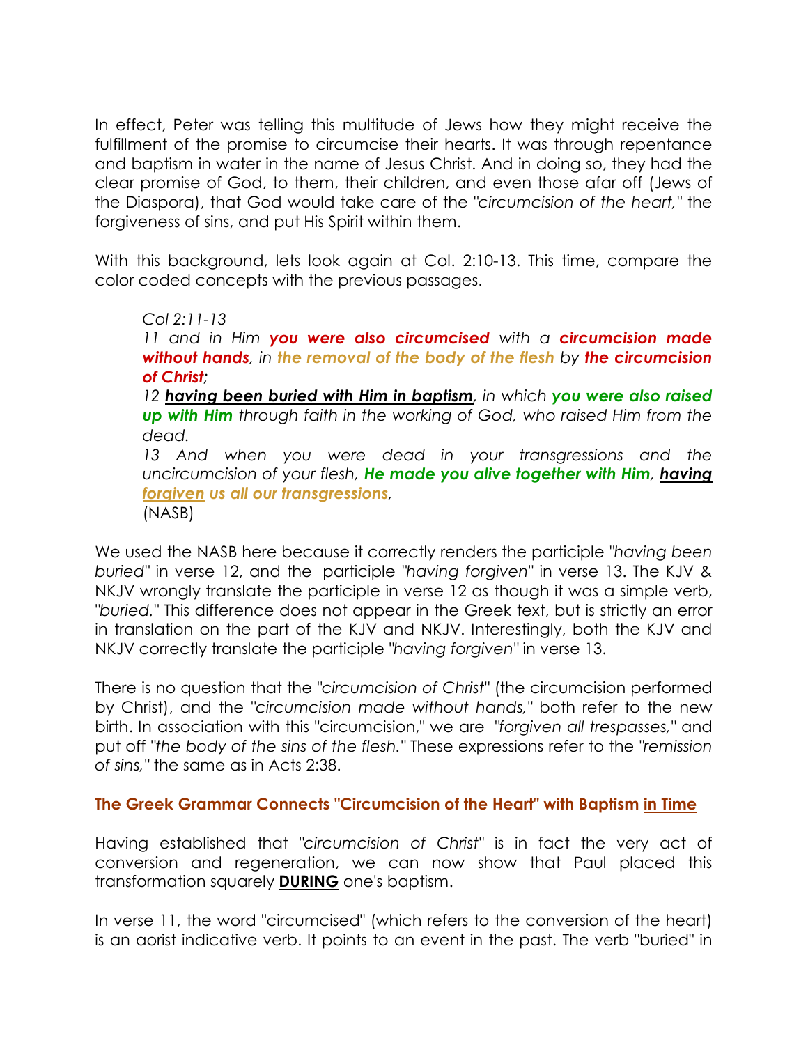In effect, Peter was telling this multitude of Jews how they might receive the fulfillment of the promise to circumcise their hearts. It was through repentance and baptism in water in the name of Jesus Christ. And in doing so, they had the clear promise of God, to them, their children, and even those afar off (Jews of the Diaspora), that God would take care of the "*circumcision of the heart*," the forgiveness of sins, and put His Spirit within them.

With this background, lets look again at Col. 2:10-13. This time, compare the color coded concepts with the previous passages.

> *Col 2:11-13*
>
> *11 and in Him **you were also circumcised** with a **circumcision made without hands**, in **the removal of the body of the flesh** by **the circumcision of Christ**;*
>
> *12 **having been buried with Him in baptism**, in which **you were also raised up with Him** through faith in the working of God, who raised Him from the dead.*
>
> *13 And when you were dead in your transgressions and the uncircumcision of your flesh, **He made you alive together with Him**, **having forgiven us all our transgressions**,*
>
> (NASB)

We used the NASB here because it correctly renders the participle "*having been buried*" in verse 12, and the participle "*having forgiven*" in verse 13. The KJV & NKJV wrongly translate the participle in verse 12 as though it was a simple verb, "*buried*." This difference does not appear in the Greek text, but is strictly an error in translation on the part of the KJV and NKJV. Interestingly, both the KJV and NKJV correctly translate the participle "*having forgiven*" in verse 13.

There is no question that the "*circumcision of Christ*" (the circumcision performed by Christ), and the "*circumcision made without hands,*" both refer to the new birth. In association with this "circumcision," we are "*forgiven all trespasses,*" and put off "*the body of the sins of the flesh.*" These expressions refer to the "*remission of sins,*" the same as in Acts 2:38.

### The Greek Grammar Connects "Circumcision of the Heart" with Baptism in Time

Having established that "*circumcision of Christ*" is in fact the very act of conversion and regeneration, we can now show that Paul placed this transformation squarely **DURING** one's baptism.

In verse 11, the word "circumcised" (which refers to the conversion of the heart) is an aorist indicative verb. It points to an event in the past. The verb "buried" in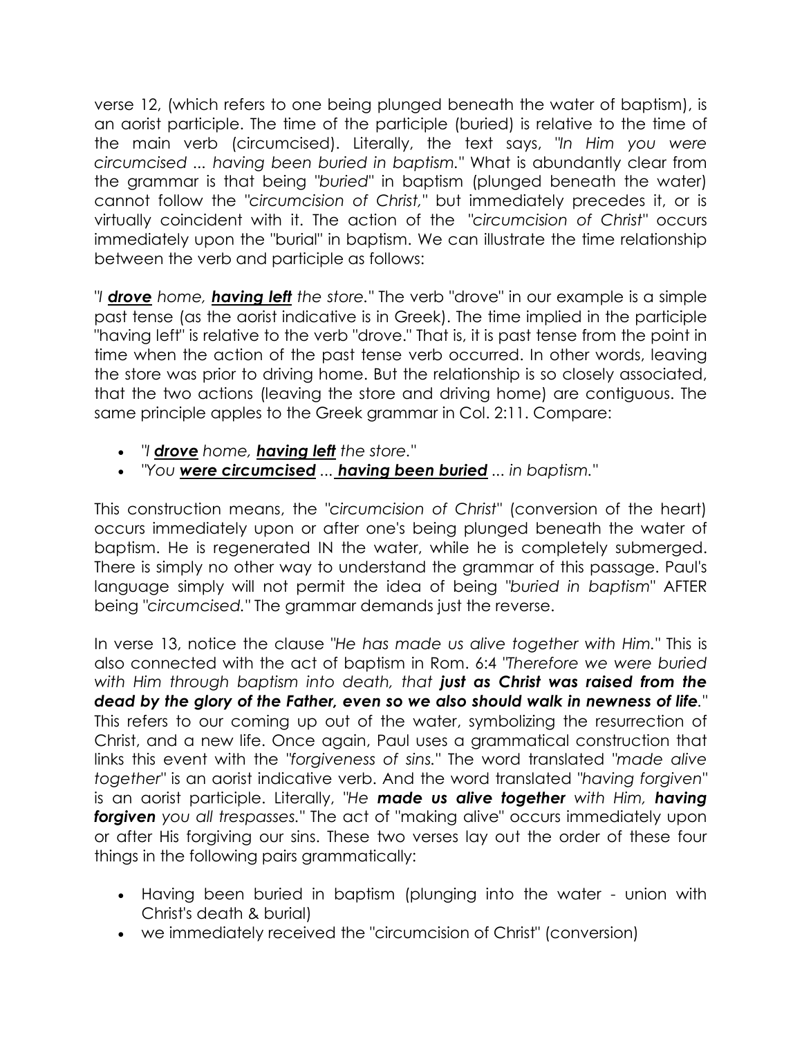verse 12, (which refers to one being plunged beneath the water of baptism), is an aorist participle. The time of the participle (buried) is relative to the time of the main verb (circumcised). Literally, the text says, *"In Him you were circumcised ... having been buried in baptism."* What is abundantly clear from the grammar is that being *"buried"* in baptism (plunged beneath the water) cannot follow the *"circumcision of Christ,"* but immediately precedes it, or is virtually coincident with it. The action of the *"circumcision of Christ"* occurs immediately upon the "burial" in baptism. We can illustrate the time relationship between the verb and participle as follows:

*"I* ***drove*** *home,* ***having left*** *the store."* The verb "drove" in our example is a simple past tense (as the aorist indicative is in Greek). The time implied in the participle "having left" is relative to the verb "drove." That is, it is past tense from the point in time when the action of the past tense verb occurred. In other words, leaving the store was prior to driving home. But the relationship is so closely associated, that the two actions (leaving the store and driving home) are contiguous. The same principle apples to the Greek grammar in Col. 2:11. Compare:

- *"I* ***drove*** *home,* ***having left*** *the store."*
- *"You* ***were circumcised*** *...* ***having been buried*** *... in baptism."*

This construction means, the *"circumcision of Christ"* (conversion of the heart) occurs immediately upon or after one's being plunged beneath the water of baptism. He is regenerated IN the water, while he is completely submerged. There is simply no other way to understand the grammar of this passage. Paul's language simply will not permit the idea of being *"buried in baptism"* AFTER being *"circumcised."* The grammar demands just the reverse.

In verse 13, notice the clause *"He has made us alive together with Him."* This is also connected with the act of baptism in Rom. 6:4 *"Therefore we were buried with Him through baptism into death, that* ***just as Christ was raised from the dead by the glory of the Father, even so we also should walk in newness of life****."* This refers to our coming up out of the water, symbolizing the resurrection of Christ, and a new life. Once again, Paul uses a grammatical construction that links this event with the *"forgiveness of sins."* The word translated *"made alive together"* is an aorist indicative verb. And the word translated *"having forgiven"* is an aorist participle. Literally, *"He* ***made us alive together*** *with Him,* ***having forgiven*** *you all trespasses."* The act of "making alive" occurs immediately upon or after His forgiving our sins. These two verses lay out the order of these four things in the following pairs grammatically:

- Having been buried in baptism (plunging into the water - union with Christ's death & burial)
- we immediately received the "circumcision of Christ" (conversion)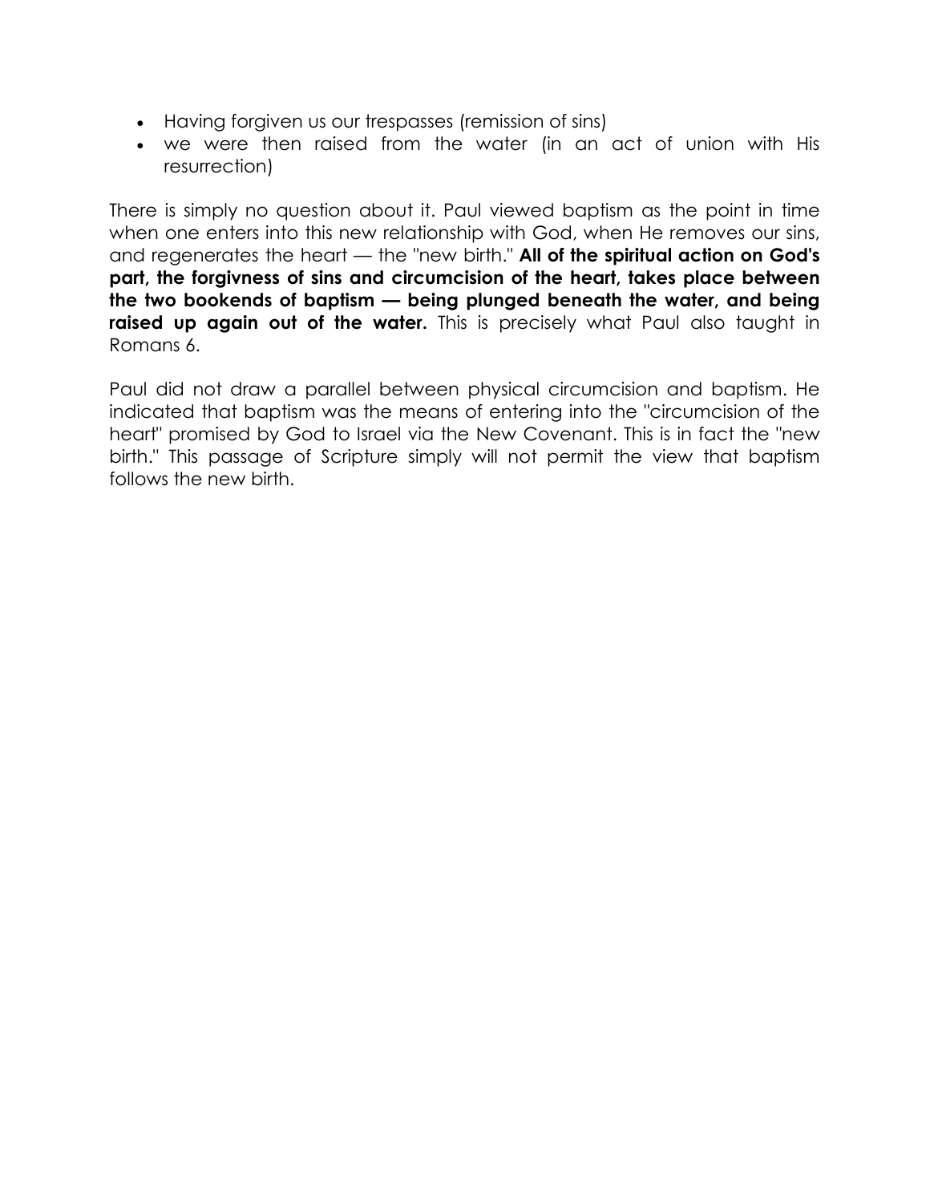- Having forgiven us our trespasses (remission of sins)
- we were then raised from the water (in an act of union with His resurrection)

There is simply no question about it. Paul viewed baptism as the point in time when one enters into this new relationship with God, when He removes our sins, and regenerates the heart — the "new birth." **All of the spiritual action on God's part, the forgivness of sins and circumcision of the heart, takes place between the two bookends of baptism — being plunged beneath the water, and being raised up again out of the water.** This is precisely what Paul also taught in Romans 6.

Paul did not draw a parallel between physical circumcision and baptism. He indicated that baptism was the means of entering into the "circumcision of the heart" promised by God to Israel via the New Covenant. This is in fact the "new birth." This passage of Scripture simply will not permit the view that baptism follows the new birth.